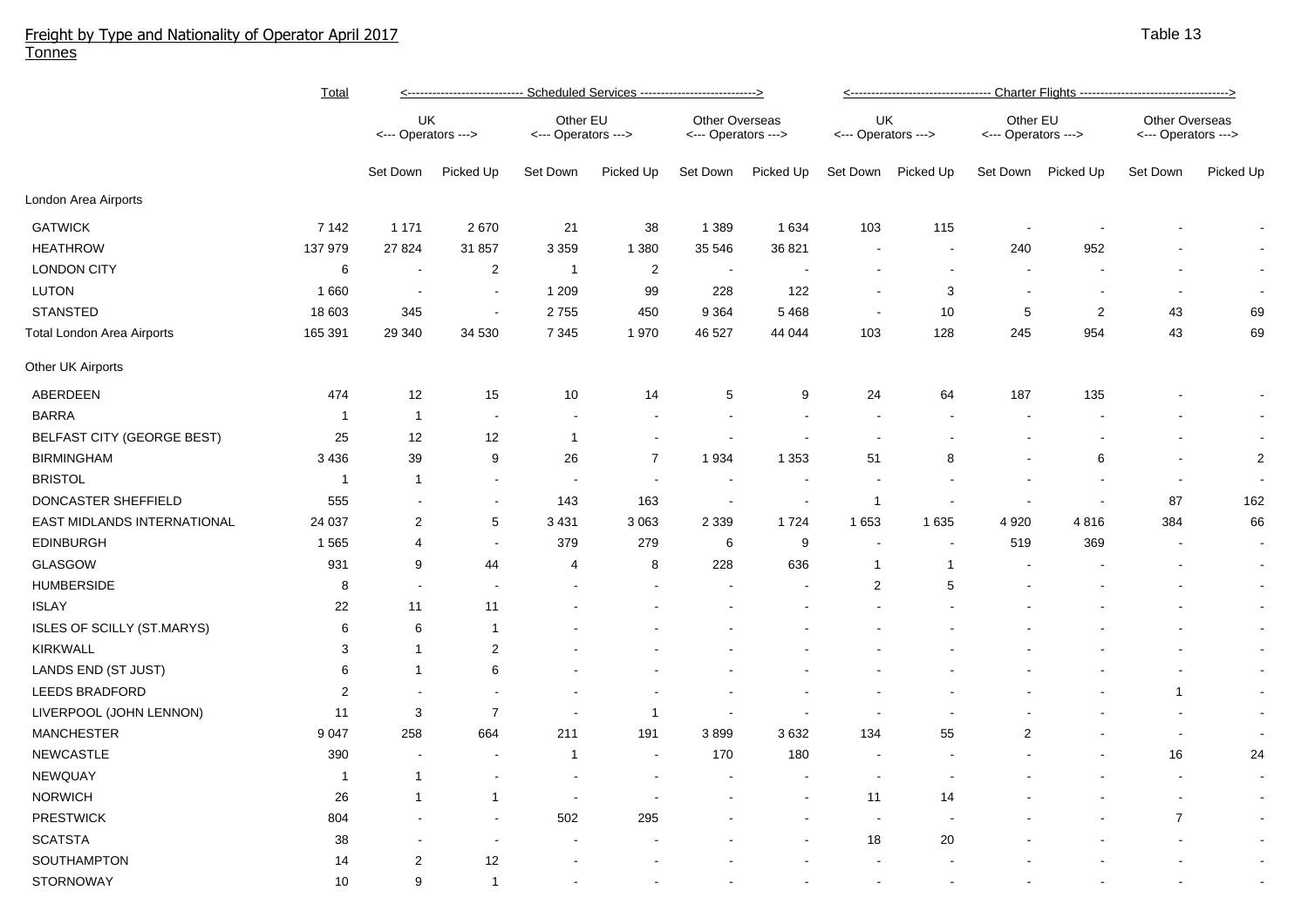# Freight by Type and Nationality of Operator April 2017

Tonnes

Table 13

| | Total | Scheduled Services | | | | | | Charter Flights | | | | | |
|---|---|---|---|---|---|---|---|---|---|---|---|---|---|
| | | UK Operators | | Other EU Operators | | Other Overseas Operators | | UK Operators | | Other EU Operators | | Other Overseas Operators | |
| | | Set Down | Picked Up | Set Down | Picked Up | Set Down | Picked Up | Set Down | Picked Up | Set Down | Picked Up | Set Down | Picked Up |
| **London Area Airports** | | | | | | | | | | | | | |
| GATWICK | 7 142 | 1 171 | 2 670 | 21 | 38 | 1 389 | 1 634 | 103 | 115 | - | - | - | - |
| HEATHROW | 137 979 | 27 824 | 31 857 | 3 359 | 1 380 | 35 546 | 36 821 | - | - | 240 | 952 | - | - |
| LONDON CITY | 6 | - | 2 | 1 | 2 | - | - | - | - | - | - | - | - |
| LUTON | 1 660 | - | - | 1 209 | 99 | 228 | 122 | - | 3 | - | - | - | - |
| STANSTED | 18 603 | 345 | - | 2 755 | 450 | 9 364 | 5 468 | - | 10 | 5 | 2 | 43 | 69 |
| Total London Area Airports | 165 391 | 29 340 | 34 530 | 7 345 | 1 970 | 46 527 | 44 044 | 103 | 128 | 245 | 954 | 43 | 69 |
| **Other UK Airports** | | | | | | | | | | | | | |
| ABERDEEN | 474 | 12 | 15 | 10 | 14 | 5 | 9 | 24 | 64 | 187 | 135 | - | - |
| BARRA | 1 | 1 | - | - | - | - | - | - | - | - | - | - | - |
| BELFAST CITY (GEORGE BEST) | 25 | 12 | 12 | 1 | - | - | - | - | - | - | - | - | - |
| BIRMINGHAM | 3 436 | 39 | 9 | 26 | 7 | 1 934 | 1 353 | 51 | 8 | - | 6 | - | 2 |
| BRISTOL | 1 | 1 | - | - | - | - | - | - | - | - | - | - | - |
| DONCASTER SHEFFIELD | 555 | - | - | 143 | 163 | - | - | 1 | - | - | - | 87 | 162 |
| EAST MIDLANDS INTERNATIONAL | 24 037 | 2 | 5 | 3 431 | 3 063 | 2 339 | 1 724 | 1 653 | 1 635 | 4 920 | 4 816 | 384 | 66 |
| EDINBURGH | 1 565 | 4 | - | 379 | 279 | 6 | 9 | - | - | 519 | 369 | - | - |
| GLASGOW | 931 | 9 | 44 | 4 | 8 | 228 | 636 | 1 | 1 | - | - | - | - |
| HUMBERSIDE | 8 | - | - | - | - | - | - | 2 | 5 | - | - | - | - |
| ISLAY | 22 | 11 | 11 | - | - | - | - | - | - | - | - | - | - |
| ISLES OF SCILLY (ST.MARYS) | 6 | 6 | 1 | - | - | - | - | - | - | - | - | - | - |
| KIRKWALL | 3 | 1 | 2 | - | - | - | - | - | - | - | - | - | - |
| LANDS END (ST JUST) | 6 | 1 | 6 | - | - | - | - | - | - | - | - | - | - |
| LEEDS BRADFORD | 2 | - | - | - | - | - | - | - | - | - | - | 1 | - |
| LIVERPOOL (JOHN LENNON) | 11 | 3 | 7 | - | 1 | - | - | - | - | - | - | - | - |
| MANCHESTER | 9 047 | 258 | 664 | 211 | 191 | 3 899 | 3 632 | 134 | 55 | 2 | - | - | - |
| NEWCASTLE | 390 | - | - | 1 | - | 170 | 180 | - | - | - | - | 16 | 24 |
| NEWQUAY | 1 | 1 | - | - | - | - | - | - | - | - | - | - | - |
| NORWICH | 26 | 1 | 1 | - | - | - | - | 11 | 14 | - | - | - | - |
| PRESTWICK | 804 | - | - | 502 | 295 | - | - | - | - | - | - | 7 | - |
| SCATSTA | 38 | - | - | - | - | - | - | 18 | 20 | - | - | - | - |
| SOUTHAMPTON | 14 | 2 | 12 | - | - | - | - | - | - | - | - | - | - |
| STORNOWAY | 10 | 9 | 1 | - | - | - | - | - | - | - | - | - | - |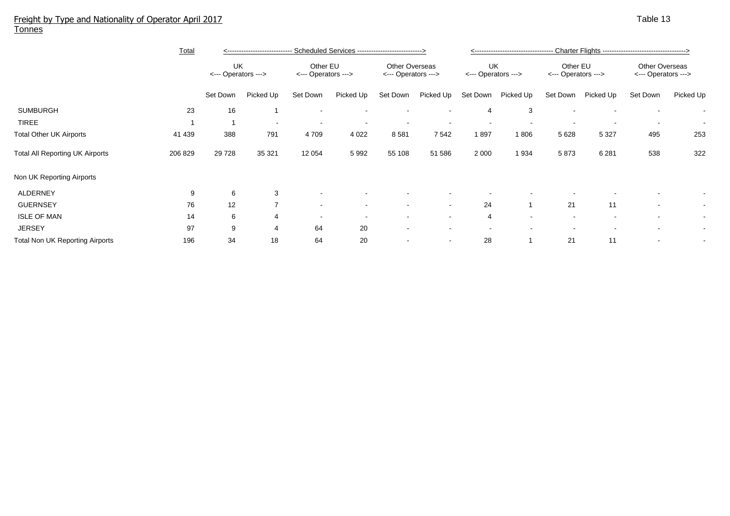# Freight by Type and Nationality of Operator April 2017

Tonnes

Table 13

| | Total | Scheduled Services | | | | | | Charter Flights | | | | | |
|---|---|---|---|---|---|---|---|---|---|---|---|---|---|
| | | UK <--- Operators ---> | | Other EU <--- Operators ---> | | Other Overseas <--- Operators ---> | | UK <--- Operators ---> | | Other EU <--- Operators ---> | | Other Overseas <--- Operators ---> | |
| | | Set Down | Picked Up | Set Down | Picked Up | Set Down | Picked Up | Set Down | Picked Up | Set Down | Picked Up | Set Down | Picked Up |
| SUMBURGH | 23 | 16 | 1 | - | - | - | - | 4 | 3 | - | - | - | - |
| TIREE | 1 | 1 | - | - | - | - | - | - | - | - | - | - | - |
| Total Other UK Airports | 41 439 | 388 | 791 | 4 709 | 4 022 | 8 581 | 7 542 | 1 897 | 1 806 | 5 628 | 5 327 | 495 | 253 |
| Total All Reporting UK Airports | 206 829 | 29 728 | 35 321 | 12 054 | 5 992 | 55 108 | 51 586 | 2 000 | 1 934 | 5 873 | 6 281 | 538 | 322 |
| Non UK Reporting Airports | | | | | | | | | | | | | |
| ALDERNEY | 9 | 6 | 3 | - | - | - | - | - | - | - | - | - | - |
| GUERNSEY | 76 | 12 | 7 | - | - | - | - | 24 | 1 | 21 | 11 | - | - |
| ISLE OF MAN | 14 | 6 | 4 | - | - | - | - | 4 | - | - | - | - | - |
| JERSEY | 97 | 9 | 4 | 64 | 20 | - | - | - | - | - | - | - | - |
| Total Non UK Reporting Airports | 196 | 34 | 18 | 64 | 20 | - | - | 28 | 1 | 21 | 11 | - | - |